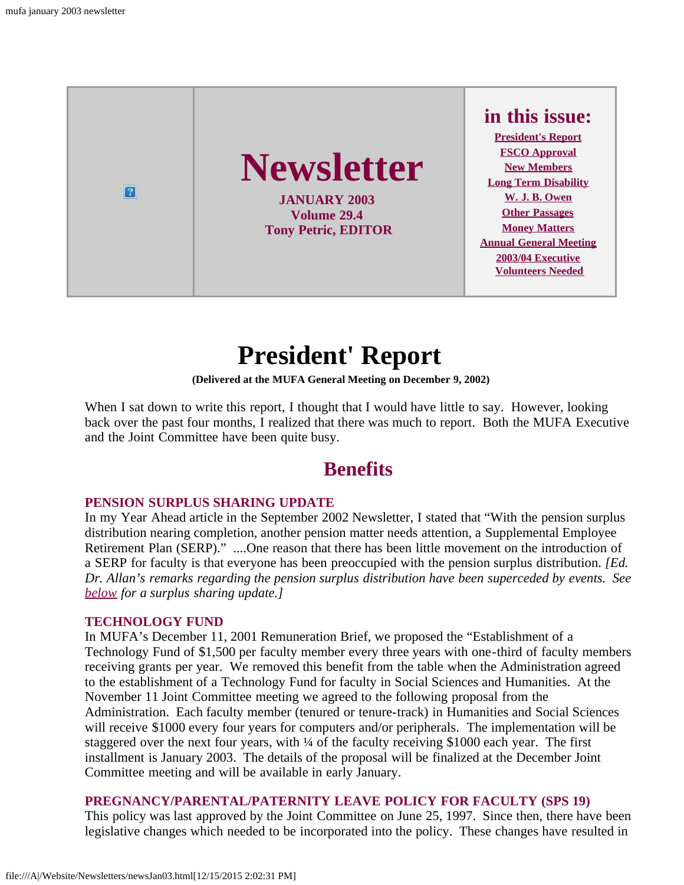# Newsletter

**JANUARY 2003**
**Volume 29.4**
**Tony Petric, EDITOR**

**in this issue:**

- President's Report
- FSCO Approval
- New Members
- Long Term Disability
- W. J. B. Owen
- Other Passages
- Money Matters
- Annual General Meeting
- 2003/04 Executive
- Volunteers Needed

# President' Report

**(Delivered at the MUFA General Meeting on December 9, 2002)**

When I sat down to write this report, I thought that I would have little to say. However, looking back over the past four months, I realized that there was much to report. Both the MUFA Executive and the Joint Committee have been quite busy.

## Benefits

### PENSION SURPLUS SHARING UPDATE

In my Year Ahead article in the September 2002 Newsletter, I stated that "With the pension surplus distribution nearing completion, another pension matter needs attention, a Supplemental Employee Retirement Plan (SERP)." ....One reason that there has been little movement on the introduction of a SERP for faculty is that everyone has been preoccupied with the pension surplus distribution. *[Ed. Dr. Allan's remarks regarding the pension surplus distribution have been superceded by events. See below for a surplus sharing update.]*

### TECHNOLOGY FUND

In MUFA's December 11, 2001 Remuneration Brief, we proposed the "Establishment of a Technology Fund of $1,500 per faculty member every three years with one-third of faculty members receiving grants per year. We removed this benefit from the table when the Administration agreed to the establishment of a Technology Fund for faculty in Social Sciences and Humanities. At the November 11 Joint Committee meeting we agreed to the following proposal from the Administration. Each faculty member (tenured or tenure-track) in Humanities and Social Sciences will receive $1000 every four years for computers and/or peripherals. The implementation will be staggered over the next four years, with ¼ of the faculty receiving $1000 each year. The first installment is January 2003. The details of the proposal will be finalized at the December Joint Committee meeting and will be available in early January.

### PREGNANCY/PARENTAL/PATERNITY LEAVE POLICY FOR FACULTY (SPS 19)

This policy was last approved by the Joint Committee on June 25, 1997. Since then, there have been legislative changes which needed to be incorporated into the policy. These changes have resulted in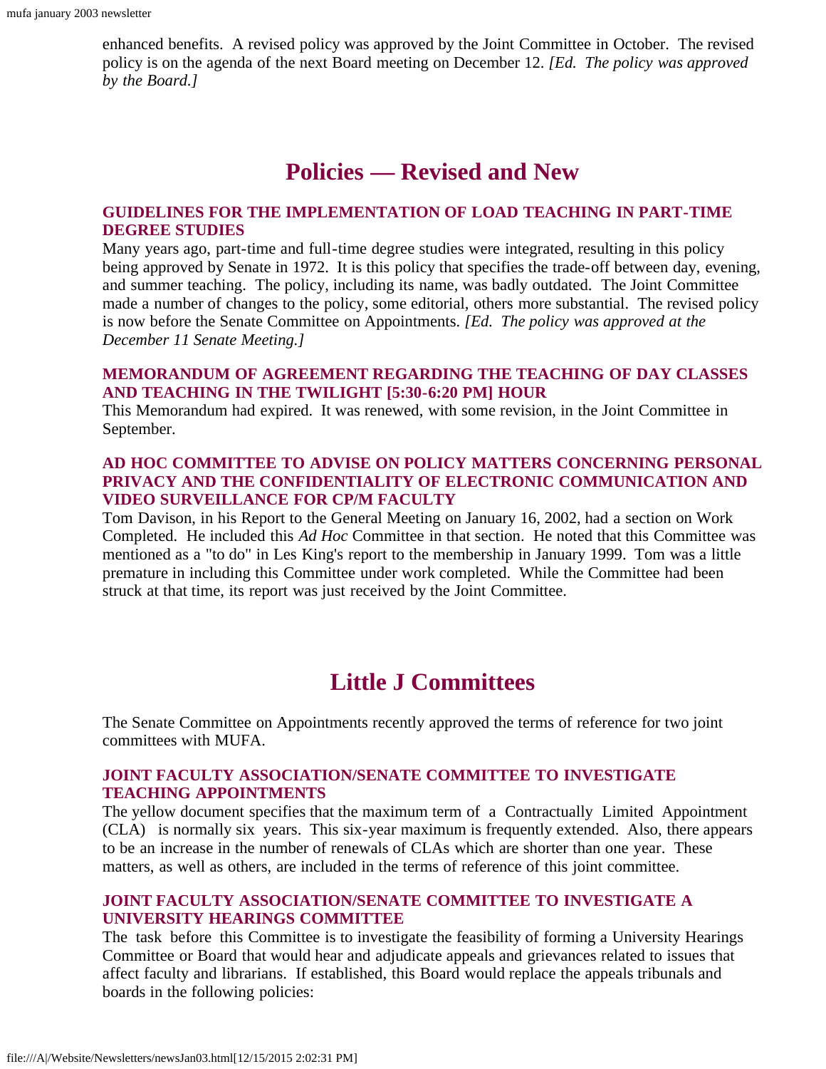enhanced benefits. A revised policy was approved by the Joint Committee in October. The revised policy is on the agenda of the next Board meeting on December 12. *[Ed. The policy was approved by the Board.]*

## Policies — Revised and New

### GUIDELINES FOR THE IMPLEMENTATION OF LOAD TEACHING IN PART-TIME DEGREE STUDIES

Many years ago, part-time and full-time degree studies were integrated, resulting in this policy being approved by Senate in 1972. It is this policy that specifies the trade-off between day, evening, and summer teaching. The policy, including its name, was badly outdated. The Joint Committee made a number of changes to the policy, some editorial, others more substantial. The revised policy is now before the Senate Committee on Appointments. *[Ed. The policy was approved at the December 11 Senate Meeting.]*

### MEMORANDUM OF AGREEMENT REGARDING THE TEACHING OF DAY CLASSES AND TEACHING IN THE TWILIGHT [5:30-6:20 PM] HOUR

This Memorandum had expired. It was renewed, with some revision, in the Joint Committee in September.

### AD HOC COMMITTEE TO ADVISE ON POLICY MATTERS CONCERNING PERSONAL PRIVACY AND THE CONFIDENTIALITY OF ELECTRONIC COMMUNICATION AND VIDEO SURVEILLANCE FOR CP/M FACULTY

Tom Davison, in his Report to the General Meeting on January 16, 2002, had a section on Work Completed. He included this *Ad Hoc* Committee in that section. He noted that this Committee was mentioned as a "to do" in Les King's report to the membership in January 1999. Tom was a little premature in including this Committee under work completed. While the Committee had been struck at that time, its report was just received by the Joint Committee.

## Little J Committees

The Senate Committee on Appointments recently approved the terms of reference for two joint committees with MUFA.

### JOINT FACULTY ASSOCIATION/SENATE COMMITTEE TO INVESTIGATE TEACHING APPOINTMENTS

The yellow document specifies that the maximum term of a Contractually Limited Appointment (CLA) is normally six years. This six-year maximum is frequently extended. Also, there appears to be an increase in the number of renewals of CLAs which are shorter than one year. These matters, as well as others, are included in the terms of reference of this joint committee.

### JOINT FACULTY ASSOCIATION/SENATE COMMITTEE TO INVESTIGATE A UNIVERSITY HEARINGS COMMITTEE

The task before this Committee is to investigate the feasibility of forming a University Hearings Committee or Board that would hear and adjudicate appeals and grievances related to issues that affect faculty and librarians. If established, this Board would replace the appeals tribunals and boards in the following policies: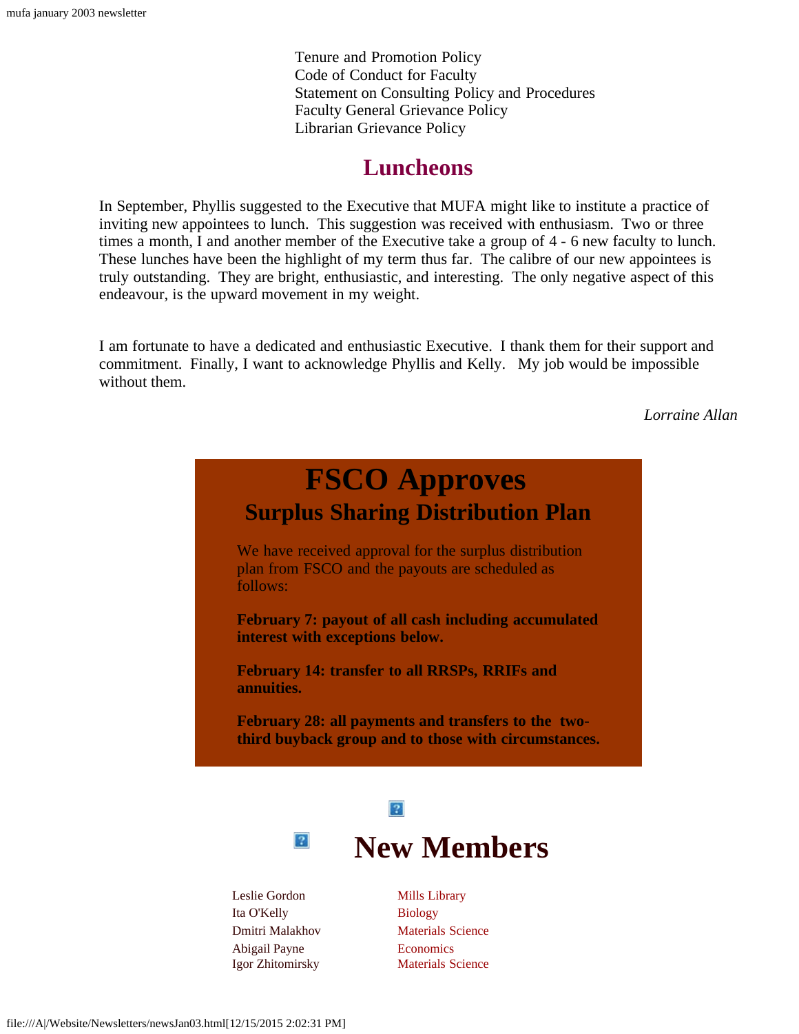Tenure and Promotion Policy
Code of Conduct for Faculty
Statement on Consulting Policy and Procedures
Faculty General Grievance Policy
Librarian Grievance Policy

## Luncheons

In September, Phyllis suggested to the Executive that MUFA might like to institute a practice of inviting new appointees to lunch. This suggestion was received with enthusiasm. Two or three times a month, I and another member of the Executive take a group of 4 - 6 new faculty to lunch. These lunches have been the highlight of my term thus far. The calibre of our new appointees is truly outstanding. They are bright, enthusiastic, and interesting. The only negative aspect of this endeavour, is the upward movement in my weight.

I am fortunate to have a dedicated and enthusiastic Executive. I thank them for their support and commitment. Finally, I want to acknowledge Phyllis and Kelly. My job would be impossible without them.

*Lorraine Allan*

# FSCO Approves

## Surplus Sharing Distribution Plan

We have received approval for the surplus distribution plan from FSCO and the payouts are scheduled as follows:

**February 7: payout of all cash including accumulated interest with exceptions below.**

**February 14: transfer to all RRSPs, RRIFs and annuities.**

**February 28: all payments and transfers to the two-third buyback group and to those with circumstances.**

# New Members

| | |
|---|---|
| Leslie Gordon | Mills Library |
| Ita O'Kelly | Biology |
| Dmitri Malakhov | Materials Science |
| Abigail Payne | Economics |
| Igor Zhitomirsky | Materials Science |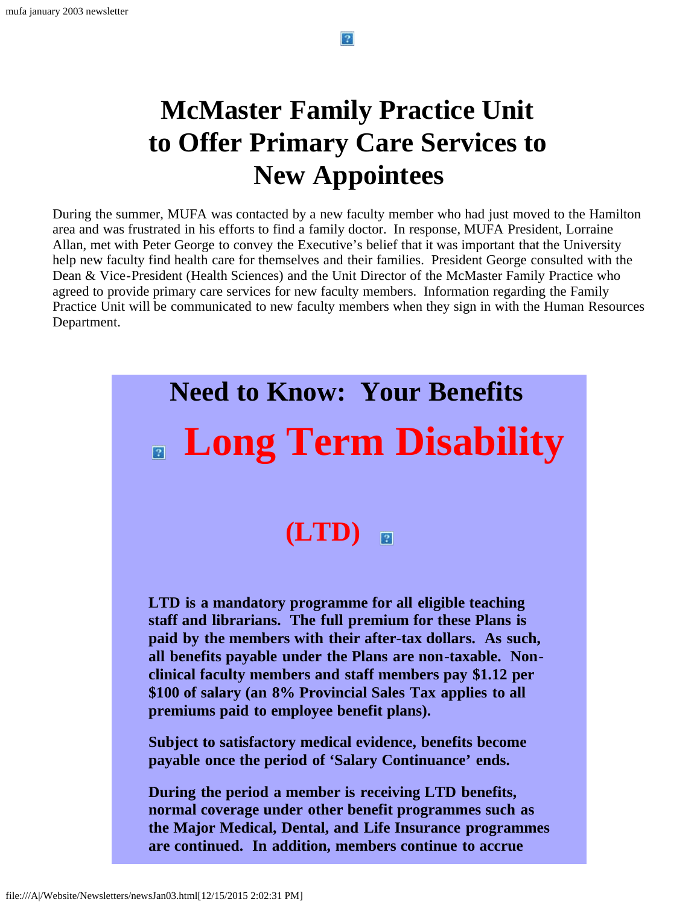# McMaster Family Practice Unit to Offer Primary Care Services to New Appointees

During the summer, MUFA was contacted by a new faculty member who had just moved to the Hamilton area and was frustrated in his efforts to find a family doctor. In response, MUFA President, Lorraine Allan, met with Peter George to convey the Executive's belief that it was important that the University help new faculty find health care for themselves and their families. President George consulted with the Dean & Vice-President (Health Sciences) and the Unit Director of the McMaster Family Practice who agreed to provide primary care services for new faculty members. Information regarding the Family Practice Unit will be communicated to new faculty members when they sign in with the Human Resources Department.

## Need to Know: Your Benefits

# Long Term Disability (LTD)

**LTD is a mandatory programme for all eligible teaching staff and librarians. The full premium for these Plans is paid by the members with their after-tax dollars. As such, all benefits payable under the Plans are non-taxable. Non-clinical faculty members and staff members pay $1.12 per $100 of salary (an 8% Provincial Sales Tax applies to all premiums paid to employee benefit plans).**

**Subject to satisfactory medical evidence, benefits become payable once the period of 'Salary Continuance' ends.**

**During the period a member is receiving LTD benefits, normal coverage under other benefit programmes such as the Major Medical, Dental, and Life Insurance programmes are continued. In addition, members continue to accrue**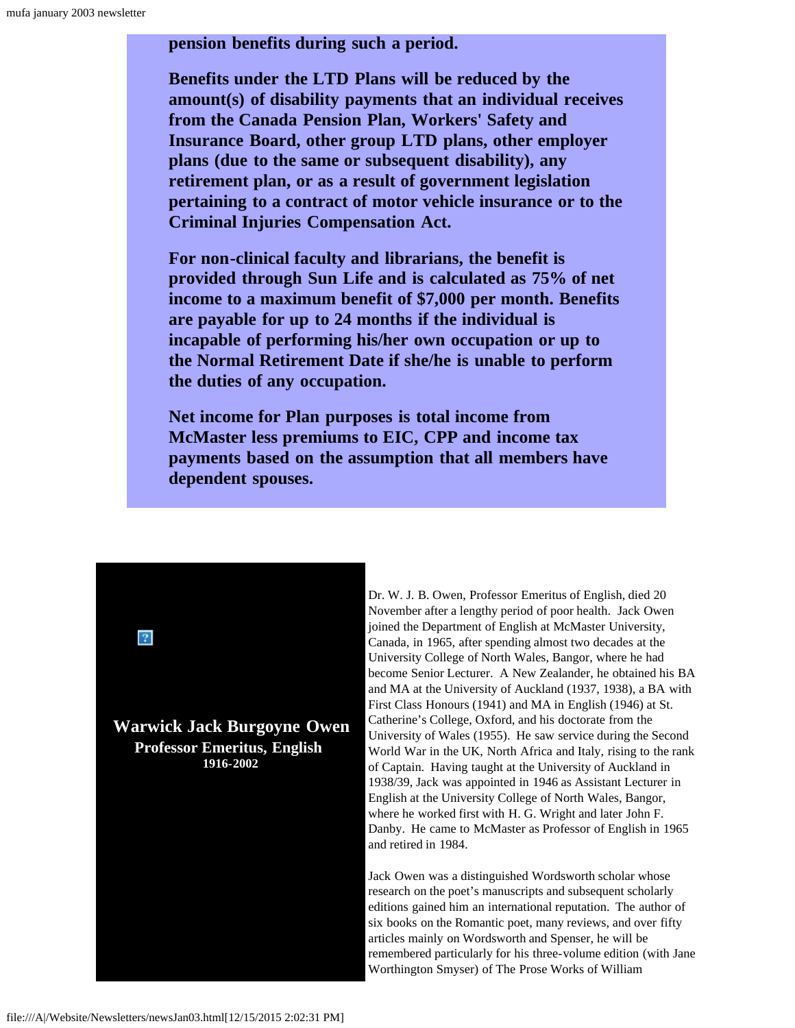**pension benefits during such a period.**

**Benefits under the LTD Plans will be reduced by the amount(s) of disability payments that an individual receives from the Canada Pension Plan, Workers' Safety and Insurance Board, other group LTD plans, other employer plans (due to the same or subsequent disability), any retirement plan, or as a result of government legislation pertaining to a contract of motor vehicle insurance or to the Criminal Injuries Compensation Act.**

**For non-clinical faculty and librarians, the benefit is provided through Sun Life and is calculated as 75% of net income to a maximum benefit of $7,000 per month. Benefits are payable for up to 24 months if the individual is incapable of performing his/her own occupation or up to the Normal Retirement Date if she/he is unable to perform the duties of any occupation.**

**Net income for Plan purposes is total income from McMaster less premiums to EIC, CPP and income tax payments based on the assumption that all members have dependent spouses.**

**Warwick Jack Burgoyne Owen**
**Professor Emeritus, English**
**1916-2002**

Dr. W. J. B. Owen, Professor Emeritus of English, died 20 November after a lengthy period of poor health. Jack Owen joined the Department of English at McMaster University, Canada, in 1965, after spending almost two decades at the University College of North Wales, Bangor, where he had become Senior Lecturer. A New Zealander, he obtained his BA and MA at the University of Auckland (1937, 1938), a BA with First Class Honours (1941) and MA in English (1946) at St. Catherine's College, Oxford, and his doctorate from the University of Wales (1955). He saw service during the Second World War in the UK, North Africa and Italy, rising to the rank of Captain. Having taught at the University of Auckland in 1938/39, Jack was appointed in 1946 as Assistant Lecturer in English at the University College of North Wales, Bangor, where he worked first with H. G. Wright and later John F. Danby. He came to McMaster as Professor of English in 1965 and retired in 1984.

Jack Owen was a distinguished Wordsworth scholar whose research on the poet's manuscripts and subsequent scholarly editions gained him an international reputation. The author of six books on the Romantic poet, many reviews, and over fifty articles mainly on Wordsworth and Spenser, he will be remembered particularly for his three-volume edition (with Jane Worthington Smyser) of The Prose Works of William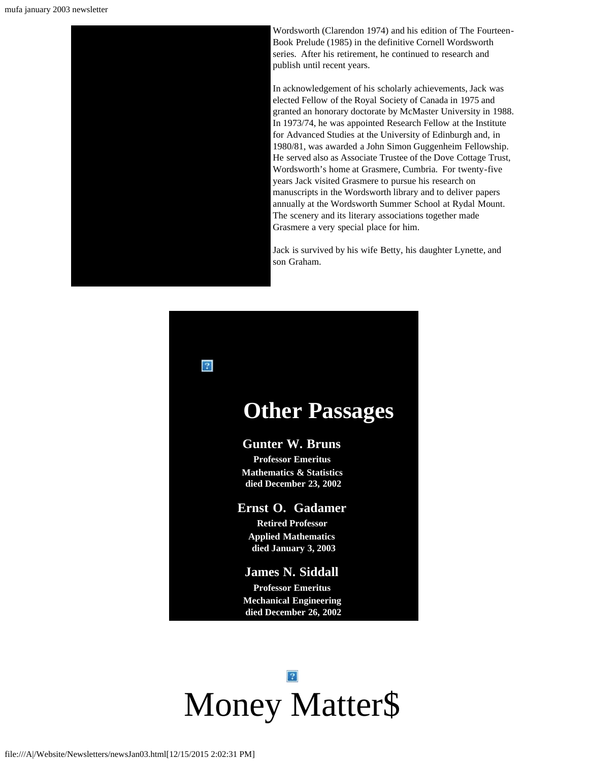Wordsworth (Clarendon 1974) and his edition of The Fourteen-Book Prelude (1985) in the definitive Cornell Wordsworth series. After his retirement, he continued to research and publish until recent years.

In acknowledgement of his scholarly achievements, Jack was elected Fellow of the Royal Society of Canada in 1975 and granted an honorary doctorate by McMaster University in 1988. In 1973/74, he was appointed Research Fellow at the Institute for Advanced Studies at the University of Edinburgh and, in 1980/81, was awarded a John Simon Guggenheim Fellowship. He served also as Associate Trustee of the Dove Cottage Trust, Wordsworth's home at Grasmere, Cumbria. For twenty-five years Jack visited Grasmere to pursue his research on manuscripts in the Wordsworth library and to deliver papers annually at the Wordsworth Summer School at Rydal Mount. The scenery and its literary associations together made Grasmere a very special place for him.

Jack is survived by his wife Betty, his daughter Lynette, and son Graham.

## Other Passages

**Gunter W. Bruns**
**Professor Emeritus**
**Mathematics & Statistics**
**died December 23, 2002**

**Ernst O. Gadamer**
**Retired Professor**
**Applied Mathematics**
**died January 3, 2003**

**James N. Siddall**
**Professor Emeritus**
**Mechanical Engineering**
**died December 26, 2002**

# Money Matter$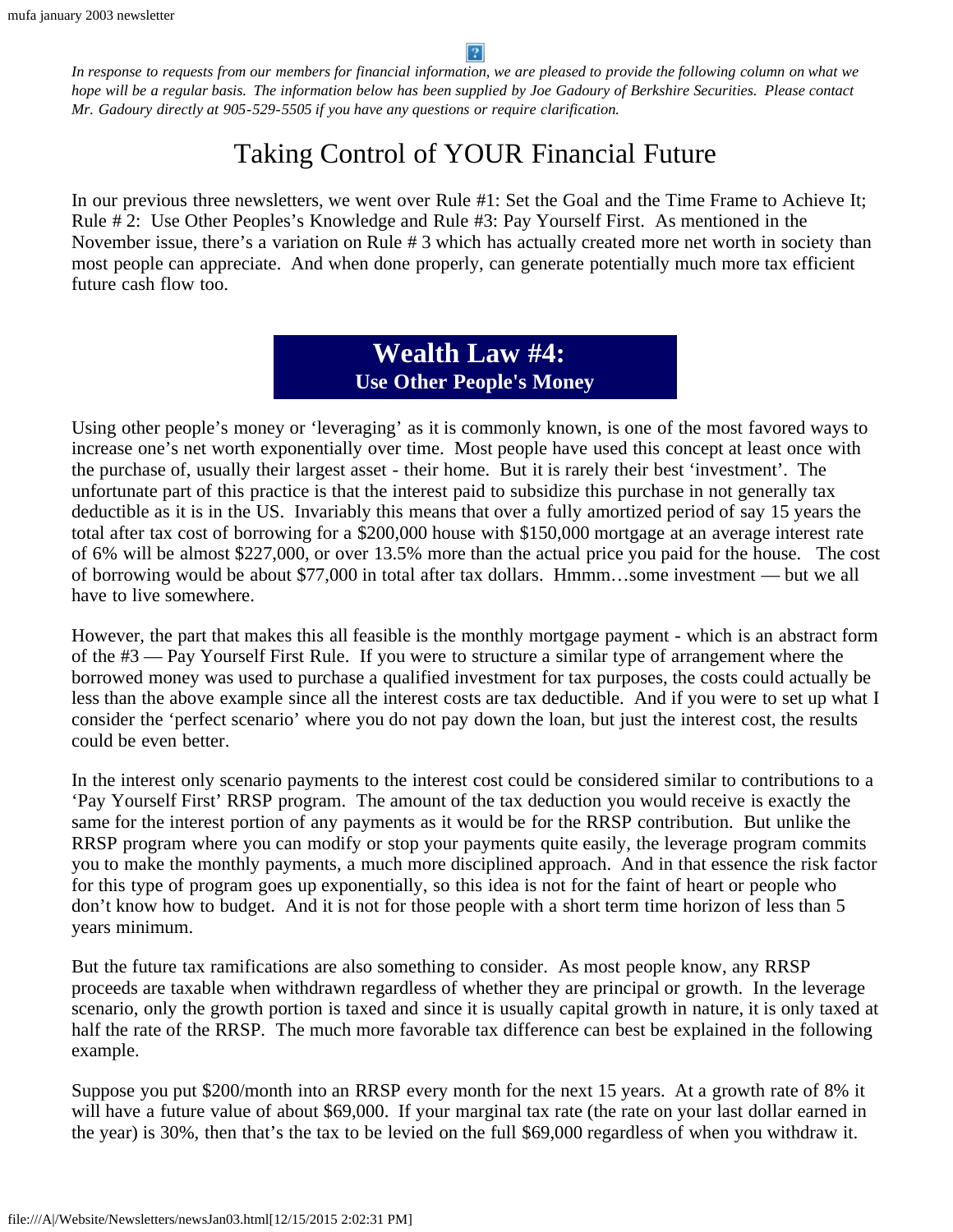*In response to requests from our members for financial information, we are pleased to provide the following column on what we hope will be a regular basis. The information below has been supplied by Joe Gadoury of Berkshire Securities. Please contact Mr. Gadoury directly at 905-529-5505 if you have any questions or require clarification.*

# Taking Control of YOUR Financial Future

In our previous three newsletters, we went over Rule #1: Set the Goal and the Time Frame to Achieve It; Rule # 2: Use Other Peoples's Knowledge and Rule #3: Pay Yourself First. As mentioned in the November issue, there's a variation on Rule # 3 which has actually created more net worth in society than most people can appreciate. And when done properly, can generate potentially much more tax efficient future cash flow too.

## Wealth Law #4:
**Use Other People's Money**

Using other people's money or 'leveraging' as it is commonly known, is one of the most favored ways to increase one's net worth exponentially over time. Most people have used this concept at least once with the purchase of, usually their largest asset - their home. But it is rarely their best 'investment'. The unfortunate part of this practice is that the interest paid to subsidize this purchase in not generally tax deductible as it is in the US. Invariably this means that over a fully amortized period of say 15 years the total after tax cost of borrowing for a $200,000 house with $150,000 mortgage at an average interest rate of 6% will be almost $227,000, or over 13.5% more than the actual price you paid for the house. The cost of borrowing would be about $77,000 in total after tax dollars. Hmmm…some investment — but we all have to live somewhere.

However, the part that makes this all feasible is the monthly mortgage payment - which is an abstract form of the #3 — Pay Yourself First Rule. If you were to structure a similar type of arrangement where the borrowed money was used to purchase a qualified investment for tax purposes, the costs could actually be less than the above example since all the interest costs are tax deductible. And if you were to set up what I consider the 'perfect scenario' where you do not pay down the loan, but just the interest cost, the results could be even better.

In the interest only scenario payments to the interest cost could be considered similar to contributions to a 'Pay Yourself First' RRSP program. The amount of the tax deduction you would receive is exactly the same for the interest portion of any payments as it would be for the RRSP contribution. But unlike the RRSP program where you can modify or stop your payments quite easily, the leverage program commits you to make the monthly payments, a much more disciplined approach. And in that essence the risk factor for this type of program goes up exponentially, so this idea is not for the faint of heart or people who don't know how to budget. And it is not for those people with a short term time horizon of less than 5 years minimum.

But the future tax ramifications are also something to consider. As most people know, any RRSP proceeds are taxable when withdrawn regardless of whether they are principal or growth. In the leverage scenario, only the growth portion is taxed and since it is usually capital growth in nature, it is only taxed at half the rate of the RRSP. The much more favorable tax difference can best be explained in the following example.

Suppose you put $200/month into an RRSP every month for the next 15 years. At a growth rate of 8% it will have a future value of about $69,000. If your marginal tax rate (the rate on your last dollar earned in the year) is 30%, then that's the tax to be levied on the full $69,000 regardless of when you withdraw it.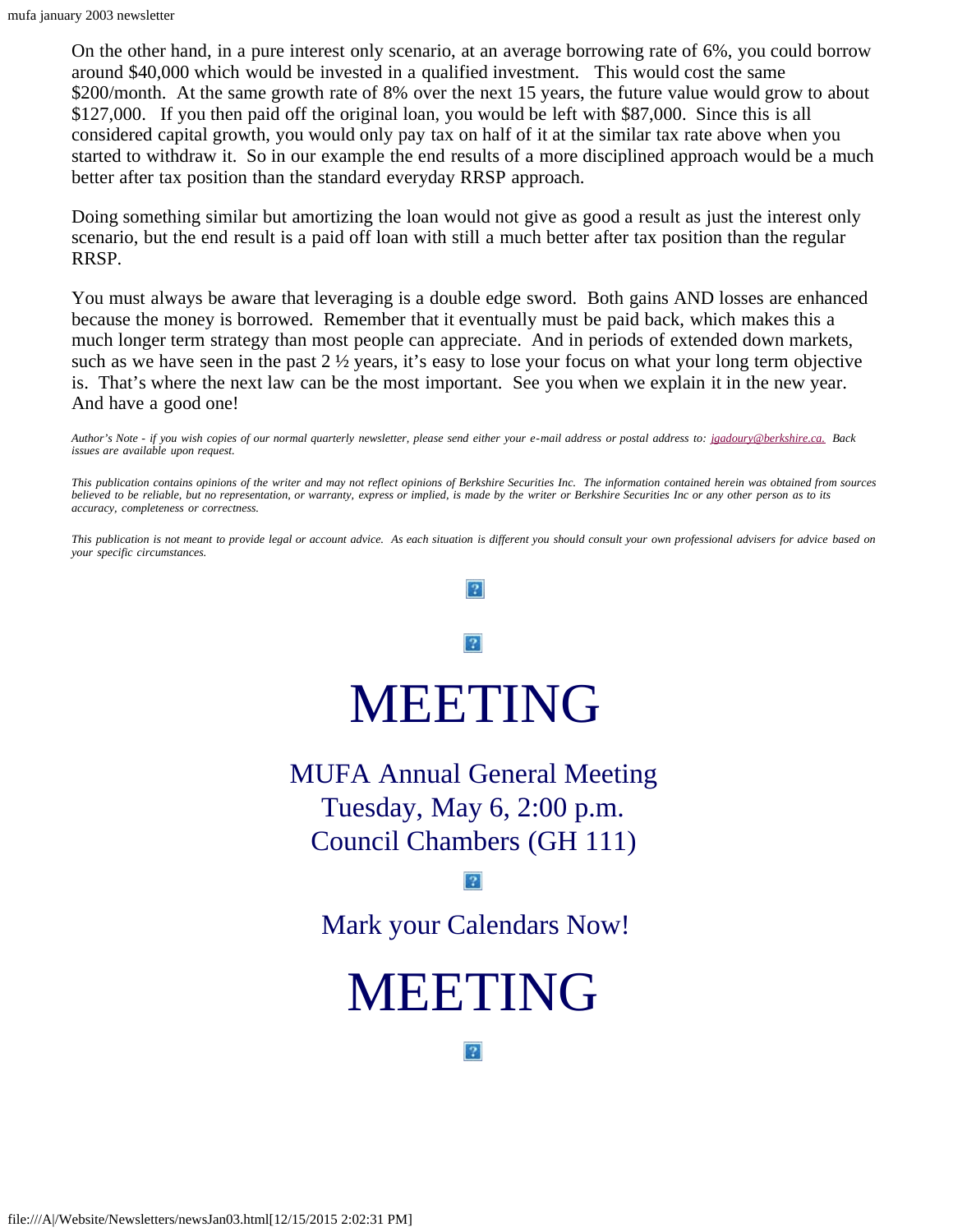On the other hand, in a pure interest only scenario, at an average borrowing rate of 6%, you could borrow around $40,000 which would be invested in a qualified investment. This would cost the same $200/month. At the same growth rate of 8% over the next 15 years, the future value would grow to about $127,000. If you then paid off the original loan, you would be left with $87,000. Since this is all considered capital growth, you would only pay tax on half of it at the similar tax rate above when you started to withdraw it. So in our example the end results of a more disciplined approach would be a much better after tax position than the standard everyday RRSP approach.

Doing something similar but amortizing the loan would not give as good a result as just the interest only scenario, but the end result is a paid off loan with still a much better after tax position than the regular RRSP.

You must always be aware that leveraging is a double edge sword. Both gains AND losses are enhanced because the money is borrowed. Remember that it eventually must be paid back, which makes this a much longer term strategy than most people can appreciate. And in periods of extended down markets, such as we have seen in the past 2 ½ years, it's easy to lose your focus on what your long term objective is. That's where the next law can be the most important. See you when we explain it in the new year. And have a good one!

*Author's Note - if you wish copies of our normal quarterly newsletter, please send either your e-mail address or postal address to: jgadoury@berkshire.ca. Back issues are available upon request.*

*This publication contains opinions of the writer and may not reflect opinions of Berkshire Securities Inc. The information contained herein was obtained from sources believed to be reliable, but no representation, or warranty, express or implied, is made by the writer or Berkshire Securities Inc or any other person as to its accuracy, completeness or correctness.*

*This publication is not meant to provide legal or account advice. As each situation is different you should consult your own professional advisers for advice based on your specific circumstances.*

# MEETING

## MUFA Annual General Meeting
## Tuesday, May 6, 2:00 p.m.
## Council Chambers (GH 111)

## Mark your Calendars Now!

# MEETING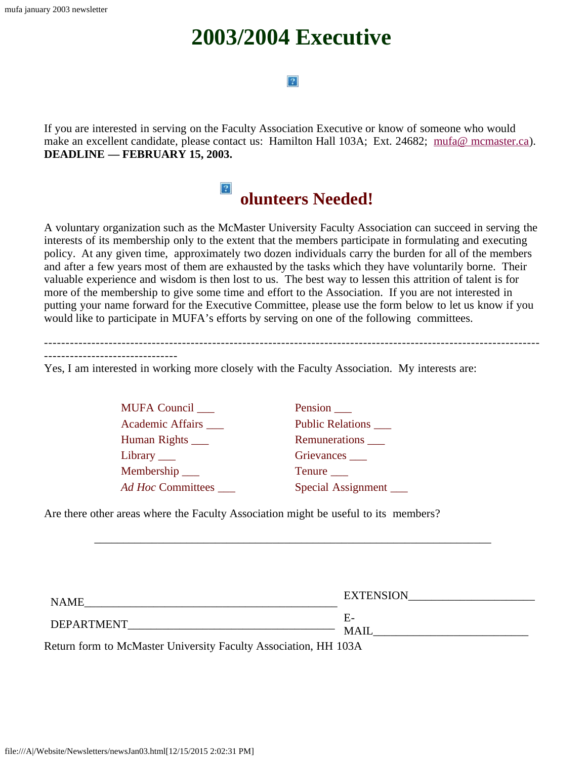# 2003/2004 Executive

If you are interested in serving on the Faculty Association Executive or know of someone who would make an excellent candidate, please contact us: Hamilton Hall 103A; Ext. 24682; mufa@ mcmaster.ca). **DEADLINE — FEBRUARY 15, 2003.**

## olunteers Needed!

A voluntary organization such as the McMaster University Faculty Association can succeed in serving the interests of its membership only to the extent that the members participate in formulating and executing policy. At any given time, approximately two dozen individuals carry the burden for all of the members and after a few years most of them are exhausted by the tasks which they have voluntarily borne. Their valuable experience and wisdom is then lost to us. The best way to lessen this attrition of talent is for more of the membership to give some time and effort to the Association. If you are not interested in putting your name forward for the Executive Committee, please use the form below to let us know if you would like to participate in MUFA's efforts by serving on one of the following committees.

---

Yes, I am interested in working more closely with the Faculty Association. My interests are:

| | |
|---|---|
| MUFA Council ___ | Pension ___ |
| Academic Affairs ___ | Public Relations ___ |
| Human Rights ___ | Remunerations ___ |
| Library ___ | Grievances ___ |
| Membership ___ | Tenure ___ |
| *Ad Hoc* Committees ___ | Special Assignment ___ |

Are there other areas where the Faculty Association might be useful to its members?

_______________________________________________________________

| | |
|---|---|
| NAME___________________________________________ | EXTENSION_____________________ |
| DEPARTMENT___________________________________ | E-MAIL__________________________ |

Return form to McMaster University Faculty Association, HH 103A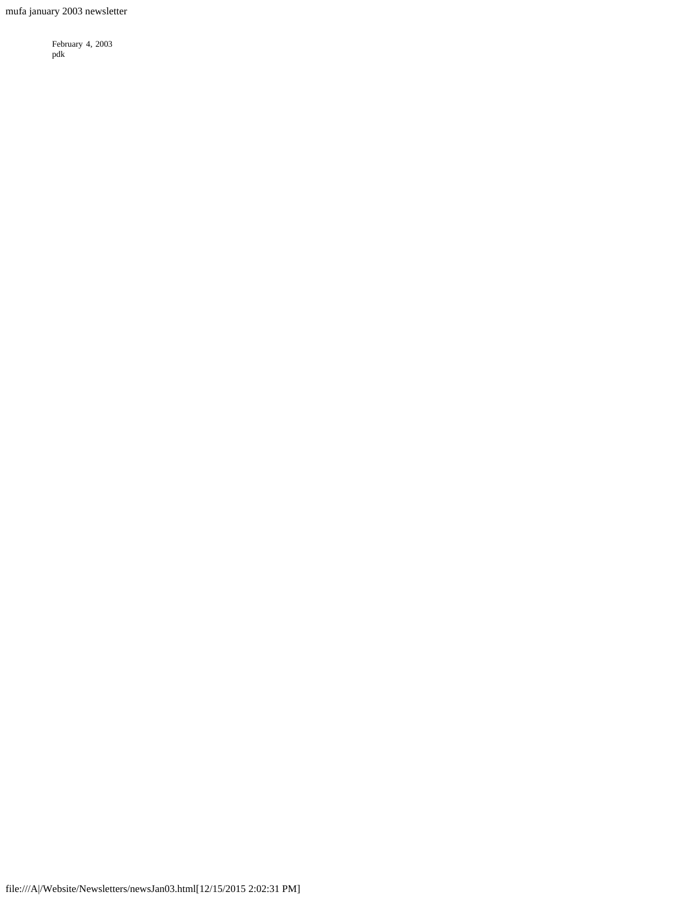February 4, 2003
pdk